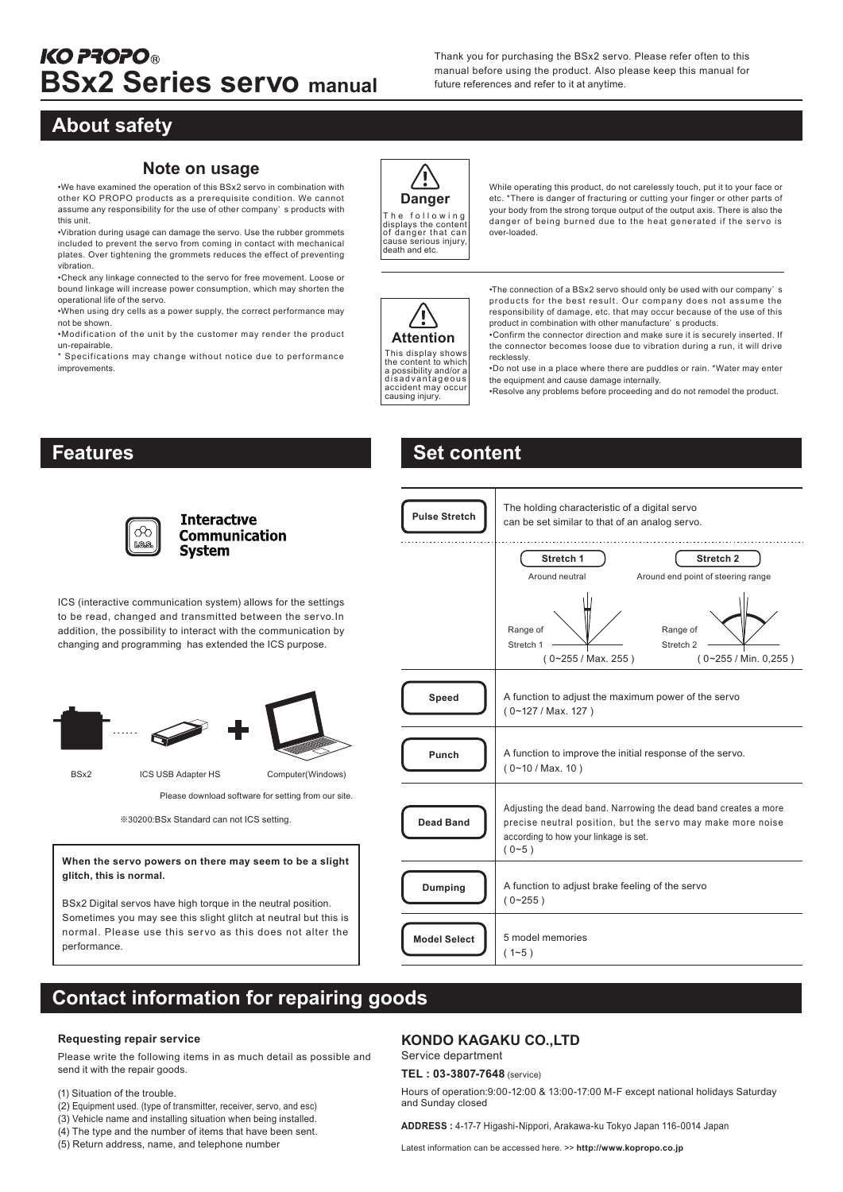**KO PROPO®**

# BSx2 Series servo manual

Thank you for purchasing the BSx2 servo. Please refer often to this manual before using the product. Also please keep this manual for future references and refer to it at anytime.

## About safety

### Note on usage

•We have examined the operation of this BSx2 servo in combination with other KO PROPO products as a prerequisite condition. We cannot assume any responsibility for the use of other company' s products with this unit.

•Vibration during usage can damage the servo. Use the rubber grommets included to prevent the servo from coming in contact with mechanical plates. Over tightening the grommets reduces the effect of preventing vibration.

•Check any linkage connected to the servo for free movement. Loose or bound linkage will increase power consumption, which may shorten the operational life of the servo.

•When using dry cells as a power supply, the correct performance may not be shown.

•Modification of the unit by the customer may render the product un-repairable.

* Specifications may change without notice due to performance improvements.

**Danger**

The following displays the content of danger that can cause serious injury, death and etc.

While operating this product, do not carelessly touch, put it to your face or etc. *There is danger of fracturing or cutting your finger or other parts of your body from the strong torque output of the output axis. There is also the danger of being burned due to the heat generated if the servo is over-loaded.

**Attention**

This display shows the content to which a possibility and/or a disadvantageous accident may occur causing injury.

•The connection of a BSx2 servo should only be used with our company' s products for the best result. Our company does not assume the responsibility of damage, etc. that may occur because of the use of this product in combination with other manufacture' s products.

•Confirm the connector direction and make sure it is securely inserted. If the connector becomes loose due to vibration during a run, it will drive recklessly.

•Do not use in a place where there are puddles or rain. *Water may enter the equipment and cause damage internally.

•Resolve any problems before proceeding and do not remodel the product.

## Features

**Interactive Communication System**

ICS (interactive communication system) allows for the settings to be read, changed and transmitted between the servo.In addition, the possibility to interact with the communication by changing and programming has extended the ICS purpose.

BSx2 ...... ICS USB Adapter HS + Computer(Windows)

Please download software for setting from our site.

※30200:BSx Standard can not ICS setting.

**When the servo powers on there may seem to be a slight glitch, this is normal.**

BSx2 Digital servos have high torque in the neutral position. Sometimes you may see this slight glitch at neutral but this is normal. Please use this servo as this does not alter the performance.

## Set content

| | |
|---|---|
| **Pulse Stretch** | The holding characteristic of a digital servo can be set similar to that of an analog servo.<br>**Stretch 1** – Around neutral – Range of Stretch 1 ( 0~255 / Max. 255 )<br>**Stretch 2** – Around end point of steering range – Range of Stretch 2 ( 0~255 / Min. 0,255 ) |
| **Speed** | A function to adjust the maximum power of the servo ( 0~127 / Max. 127 ) |
| **Punch** | A function to improve the initial response of the servo. ( 0~10 / Max. 10 ) |
| **Dead Band** | Adjusting the dead band. Narrowing the dead band creates a more precise neutral position, but the servo may make more noise according to how your linkage is set. ( 0~5 ) |
| **Dumping** | A function to adjust brake feeling of the servo ( 0~255 ) |
| **Model Select** | 5 model memories ( 1~5 ) |

## Contact information for repairing goods

### Requesting repair service

Please write the following items in as much detail as possible and send it with the repair goods.

(1) Situation of the trouble.
(2) Equipment used. (type of transmitter, receiver, servo, and esc)
(3) Vehicle name and installing situation when being installed.
(4) The type and the number of items that have been sent.
(5) Return address, name, and telephone number

### KONDO KAGAKU CO.,LTD

Service department

**TEL : 03-3807-7648** (service)

Hours of operation:9:00-12:00 & 13:00-17:00 M-F except national holidays Saturday and Sunday closed

**ADDRESS :** 4-17-7 Higashi-Nippori, Arakawa-ku Tokyo Japan 116-0014 Japan

Latest information can be accessed here. >> **http://www.kopropo.co.jp**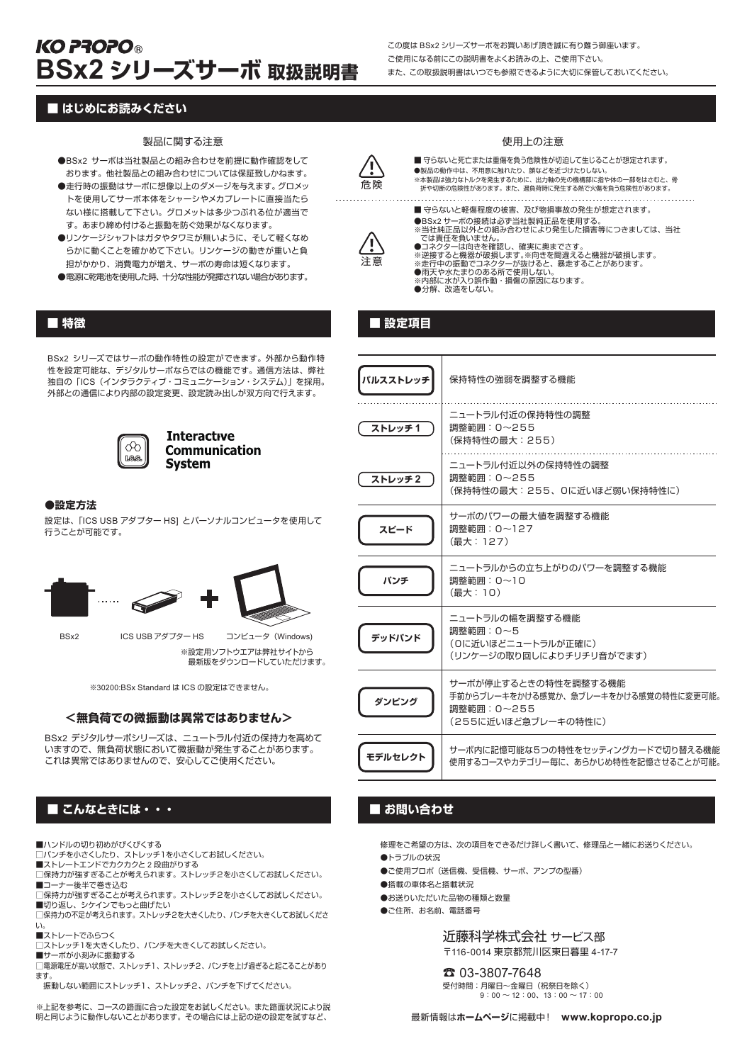# KO PROPO®
# BSx2 シリーズサーボ 取扱説明書

この度は BSx2 シリーズサーボをお買いあげ頂き誠に有り難う御座います。
ご使用になる前にこの説明書をよくお読みの上、ご使用下さい。
また、この取扱説明書はいつでも参照できるように大切に保管しておいてください。

## ■ はじめにお読みください

### 製品に関する注意

●BSx2 サーボは当社製品との組み合わせを前提に動作確認をしております。他社製品との組み合わせについては保証致しかねます。
●走行時の振動はサーボに想像以上のダメージを与えます。グロメットを使用してサーボ本体をシャーシやメカプレートに直接当たらない様に搭載して下さい。グロメットは多少つぶれる位が適当です。あまり締め付けると振動を防ぐ効果がなくなります。
●リンケージシャフトはガタやタワミが無いように、そして軽くなめらかに動くことを確かめて下さい。リンケージの動きが重いと負担がかかり、消費電力が増え、サーボの寿命は短くなります。
●電源に乾電池を使用した時、十分な性能が発揮されない場合があります。

### 使用上の注意

**危険**
■ 守らないと死亡または重傷を負う危険性が切迫して生じることが想定されます。
●製品の動作中は、不用意に触れたり、顔などを近づけたりしない。
※本製品は強力なトルクを発生するために、出力軸の先の機構部に指や体の一部をはさむと、骨折や切断の危険性があります。また、過負荷時に発生する熱で火傷を負う危険性があります。

**注意**
■ 守らないと軽傷程度の被害、及び物損事故の発生が想定されます。
●BSx2 サーボの接続は必ず当社製純正品を使用する。
※当社純正品以外との組み合わせにより発生した損害等につきましては、当社では責任を負いません。
●コネクターは向きを確認し、確実に奥までさす。
※逆接すると機器が破損します。※向きを間違えると機器が破損します。
※走行中の振動でコネクターが抜けると、暴走することがあります。
●雨天や水たまりのある所で使用しない。
※内部に水が入り誤作動・損傷の原因になります。
●分解、改造をしない。

## ■ 特徴

BSx2 シリーズではサーボの動作特性の設定ができます。外部から動作特性を設定可能な、デジタルサーボならではの機能です。通信方法は、弊社独自の「ICS（インタラクティブ・コミュニケーション・システム）」を採用。外部との通信により内部の設定変更、設定読み出しが双方向で行えます。

Interactive Communication System

### ●設定方法

設定は、「ICS USB アダプター HS」とパーソナルコンピュータを使用して行うことが可能です。

BSx2　ICS USB アダプター HS　コンピュータ（Windows）

※設定用ソフトウエアは弊社サイトから最新版をダウンロードしていただけます。

※30200:BSx Standard は ICS の設定はできません。

### ＜無負荷での微振動は異常ではありません＞

BSx2 デジタルサーボシリーズは、ニュートラル付近の保持力を高めていますので、無負荷状態において微振動が発生することがあります。これは異常ではありませんので、安心してご使用ください。

## ■ 設定項目

| | |
|---|---|
| パルスストレッチ | 保持特性の強弱を調整する機能 |
| ストレッチ 1 | ニュートラル付近の保持特性の調整<br>調整範囲：0～255<br>（保持特性の最大：255） |
| ストレッチ 2 | ニュートラル付近以外の保持特性の調整<br>調整範囲：0～255<br>（保持特性の最大：255、0に近いほど弱い保持特性に） |
| スピード | サーボのパワーの最大値を調整する機能<br>調整範囲：0～127<br>（最大：127） |
| パンチ | ニュートラルからの立ち上がりのパワーを調整する機能<br>調整範囲：0～10<br>（最大：10） |
| デッドバンド | ニュートラルの幅を調整する機能<br>調整範囲：0～5<br>（0に近いほどニュートラルが正確に）<br>（リンケージの取り回しによりチリチリ音がでます） |
| ダンピング | サーボが停止するときの特性を調整する機能<br>手前からブレーキをかける感覚か、急ブレーキをかける感覚の特性に変更可能。<br>調整範囲：0～255<br>（255に近いほど急ブレーキの特性に） |
| モデルセレクト | サーボ内に記憶可能な5つの特性をセッティングカードで切り替える機能<br>使用するコースやカテゴリー毎に、あらかじめ特性を記憶させることが可能。 |

## ■ こんなときには・・・

■ハンドルの切り初めがぴくぴくする
□パンチを小さくしたり、ストレッチ1を小さくしてお試しください。
■ストレートエンドでカクカクと 2 段曲がりする
□保持力が強すぎることが考えられます。ストレッチ2を小さくしてお試しください。
■コーナー後半で巻き込む
□保持力が強すぎることが考えられます。ストレッチ2を小さくしてお試しください。
■切り返し、シケインでもっと曲げたい
□保持力の不足が考えられます。ストレッチ2を大きくしたり、パンチを大きくしてお試しください。
■ストレートでふらつく
□ストレッチ1を大きくしたり、パンチを大きくしてお試しください。
■サーボが小刻みに振動する
□電源電圧が高い状態で、ストレッチ1、ストレッチ2、パンチを上げ過ぎると起こることがあります。
振動しない範囲にストレッチ1、ストレッチ2、パンチを下げてください。

※上記を参考に、コースの路面に合った設定をお試しください。また路面状況により説明と同じように動作しないことがあります。その場合には上記の逆の設定を試すなど、

## ■ お問い合わせ

修理をご希望の方は、次の項目をできるだけ詳しく書いて、修理品と一緒にお送りください。
●トラブルの状況
●ご使用プロポ（送信機、受信機、サーボ、アンプの型番）
●搭載の車体名と搭載状況
●お送りいただいた品物の種類と数量
●ご住所、お名前、電話番号

近藤科学株式会社 サービス部
〒116-0014 東京都荒川区東日暮里 4-17-7

☎ 03-3807-7648
受付時間：月曜日～金曜日（祝祭日を除く）
9：00 ～ 12：00、13：00 ～ 17：00

最新情報は**ホームページ**に掲載中！　**www.kopropo.co.jp**